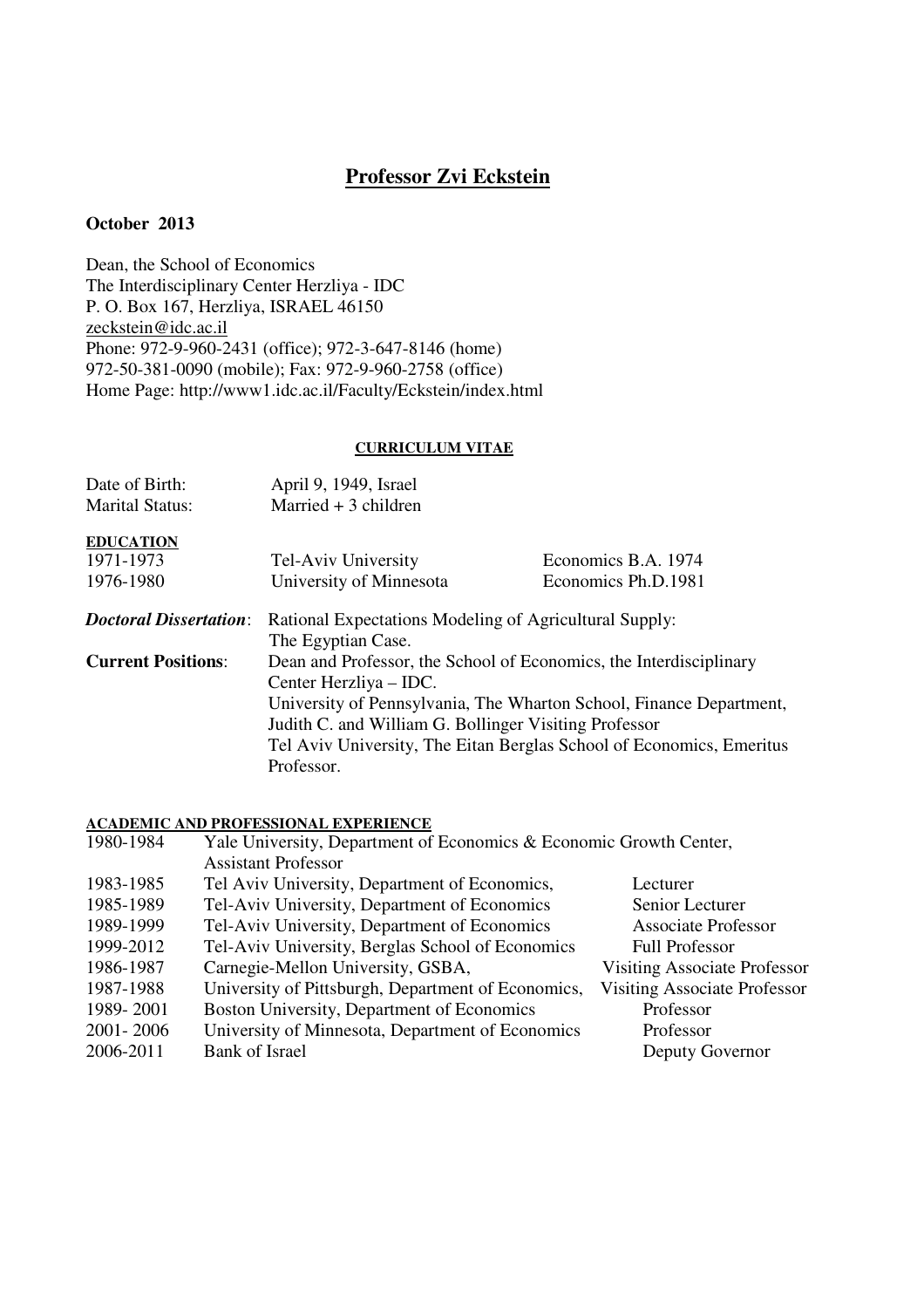# Professor Zvi Eckstein

**October 2013**

Dean, the School of Economics
The Interdisciplinary Center Herzliya - IDC
P. O. Box 167, Herzliya, ISRAEL 46150
zeckstein@idc.ac.il
Phone: 972-9-960-2431 (office); 972-3-647-8146 (home)
972-50-381-0090 (mobile); Fax: 972-9-960-2758 (office)
Home Page: http://www1.idc.ac.il/Faculty/Eckstein/index.html

## CURRICULUM VITAE

| | |
|---|---|
| Date of Birth: | April 9, 1949, Israel |
| Marital Status: | Married + 3 children |

### EDUCATION

| | | |
|---|---|---|
| 1971-1973 | Tel-Aviv University | Economics B.A. 1974 |
| 1976-1980 | University of Minnesota | Economics Ph.D.1981 |

***Doctoral Dissertation***: Rational Expectations Modeling of Agricultural Supply: The Egyptian Case.

**Current Positions**: Dean and Professor, the School of Economics, the Interdisciplinary Center Herzliya – IDC.
University of Pennsylvania, The Wharton School, Finance Department, Judith C. and William G. Bollinger Visiting Professor
Tel Aviv University, The Eitan Berglas School of Economics, Emeritus Professor.

### ACADEMIC AND PROFESSIONAL EXPERIENCE

| | | |
|---|---|---|
| 1980-1984 | Yale University, Department of Economics & Economic Growth Center, Assistant Professor | |
| 1983-1985 | Tel Aviv University, Department of Economics, | Lecturer |
| 1985-1989 | Tel-Aviv University, Department of Economics | Senior Lecturer |
| 1989-1999 | Tel-Aviv University, Department of Economics | Associate Professor |
| 1999-2012 | Tel-Aviv University, Berglas School of Economics | Full Professor |
| 1986-1987 | Carnegie-Mellon University, GSBA, | Visiting Associate Professor |
| 1987-1988 | University of Pittsburgh, Department of Economics, | Visiting Associate Professor |
| 1989- 2001 | Boston University, Department of Economics | Professor |
| 2001- 2006 | University of Minnesota, Department of Economics | Professor |
| 2006-2011 | Bank of Israel | Deputy Governor |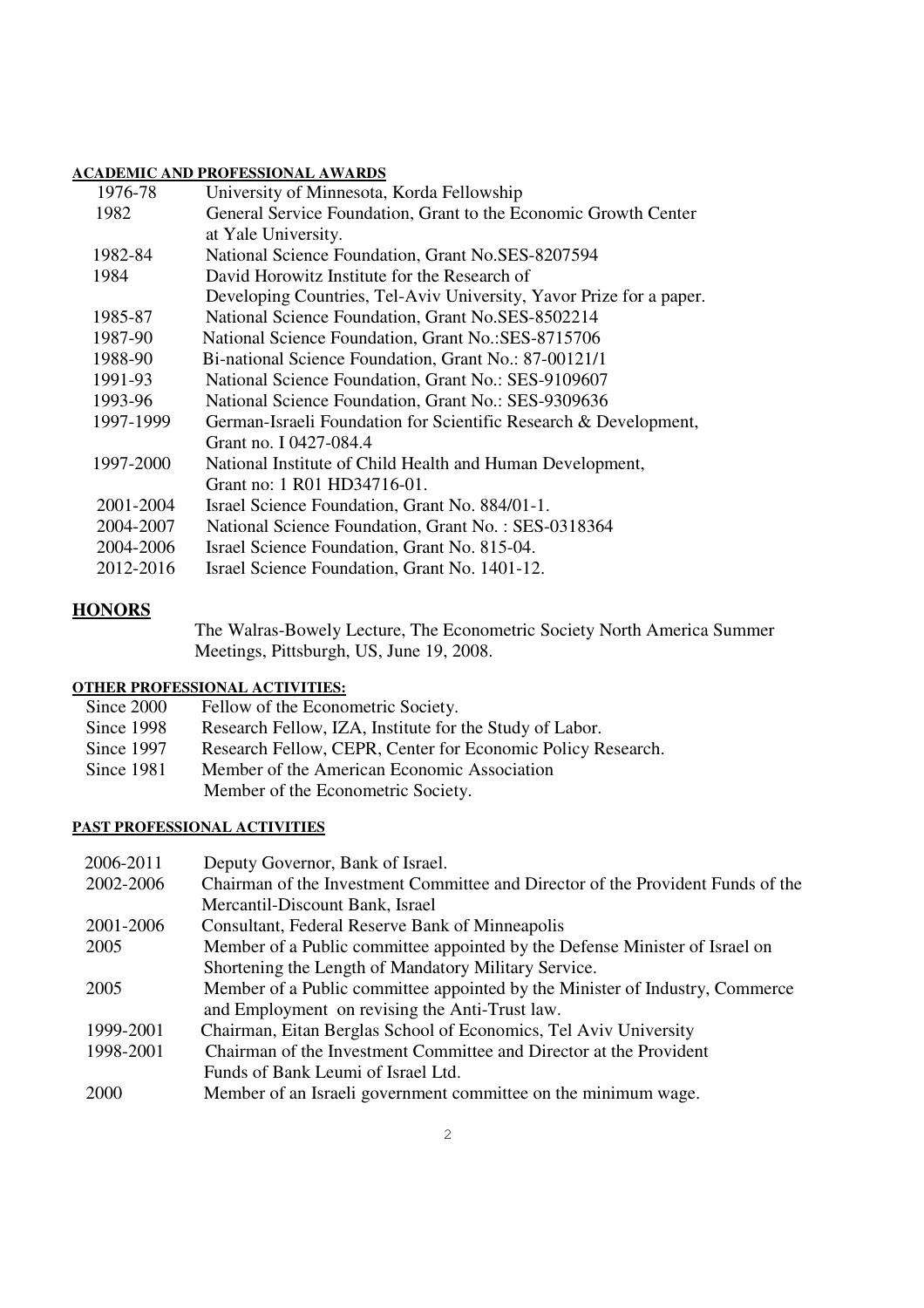### ACADEMIC AND PROFESSIONAL AWARDS

| | |
|---|---|
| 1976-78 | University of Minnesota, Korda Fellowship |
| 1982 | General Service Foundation, Grant to the Economic Growth Center at Yale University. |
| 1982-84 | National Science Foundation, Grant No.SES-8207594 |
| 1984 | David Horowitz Institute for the Research of Developing Countries, Tel-Aviv University, Yavor Prize for a paper. |
| 1985-87 | National Science Foundation, Grant No.SES-8502214 |
| 1987-90 | National Science Foundation, Grant No.:SES-8715706 |
| 1988-90 | Bi-national Science Foundation, Grant No.: 87-00121/1 |
| 1991-93 | National Science Foundation, Grant No.: SES-9109607 |
| 1993-96 | National Science Foundation, Grant No.: SES-9309636 |
| 1997-1999 | German-Israeli Foundation for Scientific Research & Development, Grant no. I 0427-084.4 |
| 1997-2000 | National Institute of Child Health and Human Development, Grant no: 1 R01 HD34716-01. |
| 2001-2004 | Israel Science Foundation, Grant No. 884/01-1. |
| 2004-2007 | National Science Foundation, Grant No. : SES-0318364 |
| 2004-2006 | Israel Science Foundation, Grant No. 815-04. |
| 2012-2016 | Israel Science Foundation, Grant No. 1401-12. |

## HONORS

The Walras-Bowely Lecture, The Econometric Society North America Summer Meetings, Pittsburgh, US, June 19, 2008.

### OTHER PROFESSIONAL ACTIVITIES:

| | |
|---|---|
| Since 2000 | Fellow of the Econometric Society. |
| Since 1998 | Research Fellow, IZA, Institute for the Study of Labor. |
| Since 1997 | Research Fellow, CEPR, Center for Economic Policy Research. |
| Since 1981 | Member of the American Economic Association<br>Member of the Econometric Society. |

### PAST PROFESSIONAL ACTIVITIES

| | |
|---|---|
| 2006-2011 | Deputy Governor, Bank of Israel. |
| 2002-2006 | Chairman of the Investment Committee and Director of the Provident Funds of the Mercantil-Discount Bank, Israel |
| 2001-2006 | Consultant, Federal Reserve Bank of Minneapolis |
| 2005 | Member of a Public committee appointed by the Defense Minister of Israel on Shortening the Length of Mandatory Military Service. |
| 2005 | Member of a Public committee appointed by the Minister of Industry, Commerce and Employment on revising the Anti-Trust law. |
| 1999-2001 | Chairman, Eitan Berglas School of Economics, Tel Aviv University |
| 1998-2001 | Chairman of the Investment Committee and Director at the Provident Funds of Bank Leumi of Israel Ltd. |
| 2000 | Member of an Israeli government committee on the minimum wage. |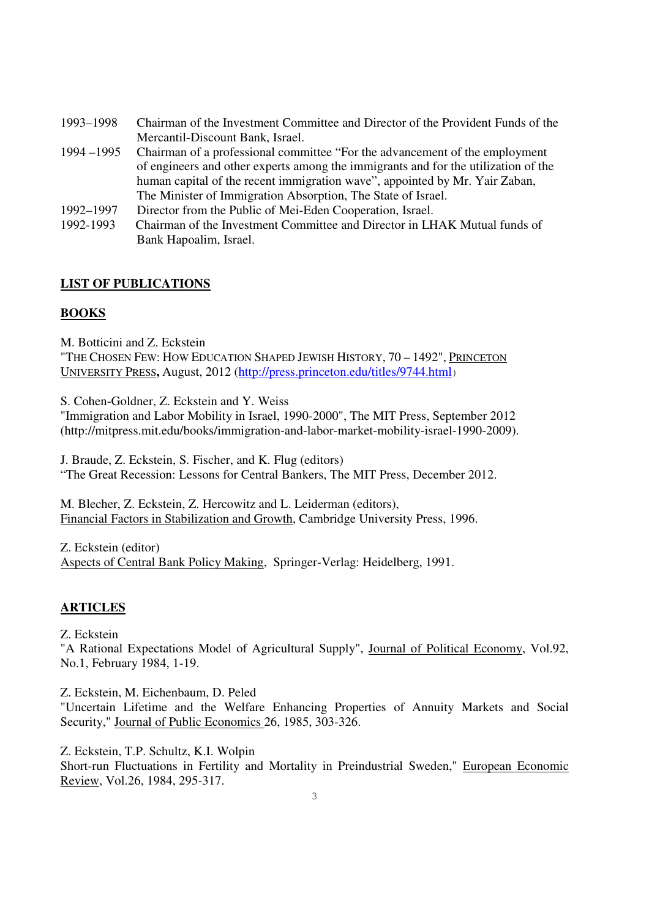1993–1998 Chairman of the Investment Committee and Director of the Provident Funds of the Mercantil-Discount Bank, Israel.

1994 –1995 Chairman of a professional committee "For the advancement of the employment of engineers and other experts among the immigrants and for the utilization of the human capital of the recent immigration wave", appointed by Mr. Yair Zaban, The Minister of Immigration Absorption, The State of Israel.

1992–1997 Director from the Public of Mei-Eden Cooperation, Israel.

1992-1993 Chairman of the Investment Committee and Director in LHAK Mutual funds of Bank Hapoalim, Israel.

## LIST OF PUBLICATIONS

### BOOKS

M. Botticini and Z. Eckstein
"THE CHOSEN FEW: HOW EDUCATION SHAPED JEWISH HISTORY, 70 – 1492", PRINCETON UNIVERSITY PRESS**,** August, 2012 (http://press.princeton.edu/titles/9744.html)

S. Cohen-Goldner, Z. Eckstein and Y. Weiss
"Immigration and Labor Mobility in Israel, 1990-2000", The MIT Press, September 2012 (http://mitpress.mit.edu/books/immigration-and-labor-market-mobility-israel-1990-2009).

J. Braude, Z. Eckstein, S. Fischer, and K. Flug (editors)
"The Great Recession: Lessons for Central Bankers, The MIT Press, December 2012.

M. Blecher, Z. Eckstein, Z. Hercowitz and L. Leiderman (editors),
Financial Factors in Stabilization and Growth, Cambridge University Press, 1996.

Z. Eckstein (editor)
Aspects of Central Bank Policy Making, Springer-Verlag: Heidelberg, 1991.

### ARTICLES

Z. Eckstein
"A Rational Expectations Model of Agricultural Supply", Journal of Political Economy, Vol.92, No.1, February 1984, 1-19.

Z. Eckstein, M. Eichenbaum, D. Peled
"Uncertain Lifetime and the Welfare Enhancing Properties of Annuity Markets and Social Security," Journal of Public Economics 26, 1985, 303-326.

Z. Eckstein, T.P. Schultz, K.I. Wolpin
Short-run Fluctuations in Fertility and Mortality in Preindustrial Sweden," European Economic Review, Vol.26, 1984, 295-317.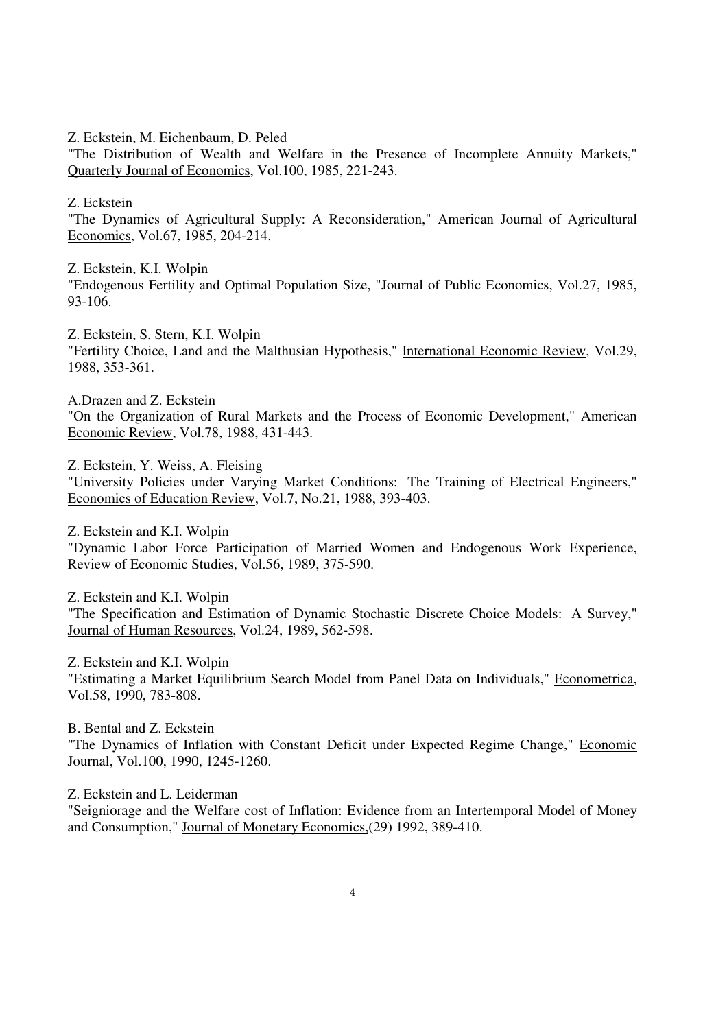Z. Eckstein, M. Eichenbaum, D. Peled
"The Distribution of Wealth and Welfare in the Presence of Incomplete Annuity Markets," Quarterly Journal of Economics, Vol.100, 1985, 221-243.

Z. Eckstein
"The Dynamics of Agricultural Supply: A Reconsideration," American Journal of Agricultural Economics, Vol.67, 1985, 204-214.

Z. Eckstein, K.I. Wolpin
"Endogenous Fertility and Optimal Population Size, "Journal of Public Economics, Vol.27, 1985, 93-106.

Z. Eckstein, S. Stern, K.I. Wolpin
"Fertility Choice, Land and the Malthusian Hypothesis," International Economic Review, Vol.29, 1988, 353-361.

A.Drazen and Z. Eckstein
"On the Organization of Rural Markets and the Process of Economic Development," American Economic Review, Vol.78, 1988, 431-443.

Z. Eckstein, Y. Weiss, A. Fleising
"University Policies under Varying Market Conditions: The Training of Electrical Engineers," Economics of Education Review, Vol.7, No.21, 1988, 393-403.

Z. Eckstein and K.I. Wolpin
"Dynamic Labor Force Participation of Married Women and Endogenous Work Experience, Review of Economic Studies, Vol.56, 1989, 375-590.

Z. Eckstein and K.I. Wolpin
"The Specification and Estimation of Dynamic Stochastic Discrete Choice Models: A Survey," Journal of Human Resources, Vol.24, 1989, 562-598.

Z. Eckstein and K.I. Wolpin
"Estimating a Market Equilibrium Search Model from Panel Data on Individuals," Econometrica, Vol.58, 1990, 783-808.

B. Bental and Z. Eckstein
"The Dynamics of Inflation with Constant Deficit under Expected Regime Change," Economic Journal, Vol.100, 1990, 1245-1260.

Z. Eckstein and L. Leiderman
"Seigniorage and the Welfare cost of Inflation: Evidence from an Intertemporal Model of Money and Consumption," Journal of Monetary Economics,(29) 1992, 389-410.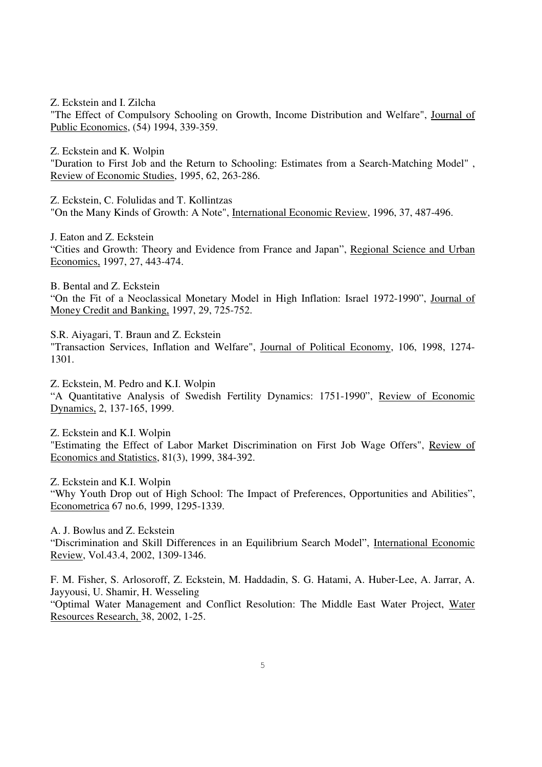Z. Eckstein and I. Zilcha
"The Effect of Compulsory Schooling on Growth, Income Distribution and Welfare", Journal of Public Economics, (54) 1994, 339-359.

Z. Eckstein and K. Wolpin
"Duration to First Job and the Return to Schooling: Estimates from a Search-Matching Model" , Review of Economic Studies, 1995, 62, 263-286.

Z. Eckstein, C. Folulidas and T. Kollintzas
"On the Many Kinds of Growth: A Note", International Economic Review, 1996, 37, 487-496.

J. Eaton and Z. Eckstein
"Cities and Growth: Theory and Evidence from France and Japan", Regional Science and Urban Economics, 1997, 27, 443-474.

B. Bental and Z. Eckstein
"On the Fit of a Neoclassical Monetary Model in High Inflation: Israel 1972-1990", Journal of Money Credit and Banking, 1997, 29, 725-752.

S.R. Aiyagari, T. Braun and Z. Eckstein
"Transaction Services, Inflation and Welfare", Journal of Political Economy, 106, 1998, 1274-1301.

Z. Eckstein, M. Pedro and K.I. Wolpin
"A Quantitative Analysis of Swedish Fertility Dynamics: 1751-1990", Review of Economic Dynamics, 2, 137-165, 1999.

Z. Eckstein and K.I. Wolpin
"Estimating the Effect of Labor Market Discrimination on First Job Wage Offers", Review of Economics and Statistics, 81(3), 1999, 384-392.

Z. Eckstein and K.I. Wolpin
"Why Youth Drop out of High School: The Impact of Preferences, Opportunities and Abilities", Econometrica 67 no.6, 1999, 1295-1339.

A. J. Bowlus and Z. Eckstein
"Discrimination and Skill Differences in an Equilibrium Search Model", International Economic Review, Vol.43.4, 2002, 1309-1346.

F. M. Fisher, S. Arlosoroff, Z. Eckstein, M. Haddadin, S. G. Hatami, A. Huber-Lee, A. Jarrar, A. Jayyousi, U. Shamir, H. Wesseling
"Optimal Water Management and Conflict Resolution: The Middle East Water Project, Water Resources Research, 38, 2002, 1-25.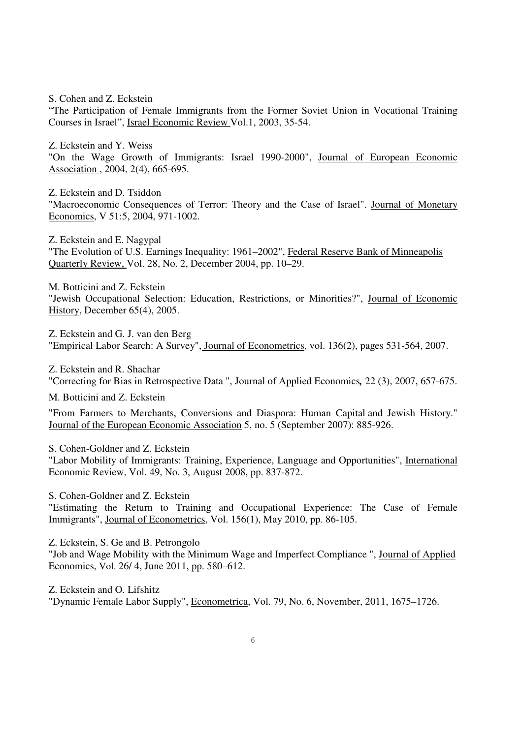S. Cohen and Z. Eckstein
"The Participation of Female Immigrants from the Former Soviet Union in Vocational Training Courses in Israel", Israel Economic Review Vol.1, 2003, 35-54.

Z. Eckstein and Y. Weiss
"On the Wage Growth of Immigrants: Israel 1990-2000", Journal of European Economic Association , 2004, 2(4), 665-695.

Z. Eckstein and D. Tsiddon
"Macroeconomic Consequences of Terror: Theory and the Case of Israel". Journal of Monetary Economics, V 51:5, 2004, 971-1002.

Z. Eckstein and E. Nagypal
"The Evolution of U.S. Earnings Inequality: 1961–2002", Federal Reserve Bank of Minneapolis Quarterly Review, Vol. 28, No. 2, December 2004, pp. 10–29.

M. Botticini and Z. Eckstein
"Jewish Occupational Selection: Education, Restrictions, or Minorities?", Journal of Economic History, December 65(4), 2005.

Z. Eckstein and G. J. van den Berg
"Empirical Labor Search: A Survey", Journal of Econometrics, vol. 136(2), pages 531-564, 2007.

Z. Eckstein and R. Shachar
"Correcting for Bias in Retrospective Data ", Journal of Applied Economics, 22 (3), 2007, 657-675.

M. Botticini and Z. Eckstein
"From Farmers to Merchants, Conversions and Diaspora: Human Capital and Jewish History." Journal of the European Economic Association 5, no. 5 (September 2007): 885-926.

S. Cohen-Goldner and Z. Eckstein
"Labor Mobility of Immigrants: Training, Experience, Language and Opportunities", International Economic Review, Vol. 49, No. 3, August 2008, pp. 837-872.

S. Cohen-Goldner and Z. Eckstein
"Estimating the Return to Training and Occupational Experience: The Case of Female Immigrants", Journal of Econometrics, Vol. 156(1), May 2010, pp. 86-105.

Z. Eckstein, S. Ge and B. Petrongolo
"Job and Wage Mobility with the Minimum Wage and Imperfect Compliance ", Journal of Applied Economics, Vol. 26/ 4, June 2011, pp. 580–612.

Z. Eckstein and O. Lifshitz
"Dynamic Female Labor Supply", Econometrica, Vol. 79, No. 6, November, 2011, 1675–1726.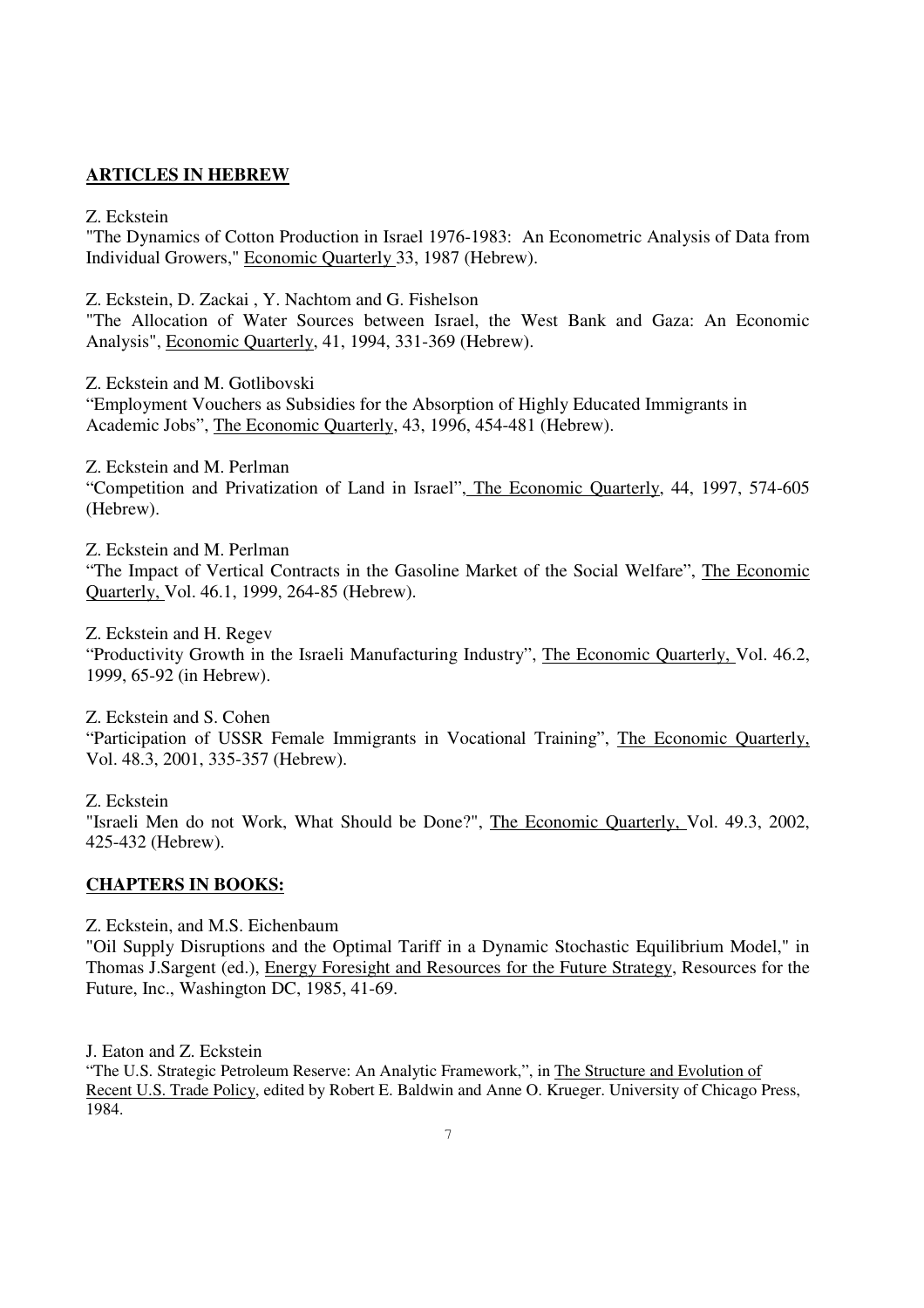## ARTICLES IN HEBREW

Z. Eckstein
"The Dynamics of Cotton Production in Israel 1976-1983: An Econometric Analysis of Data from Individual Growers," Economic Quarterly 33, 1987 (Hebrew).

Z. Eckstein, D. Zackai , Y. Nachtom and G. Fishelson
"The Allocation of Water Sources between Israel, the West Bank and Gaza: An Economic Analysis", Economic Quarterly, 41, 1994, 331-369 (Hebrew).

Z. Eckstein and M. Gotlibovski
"Employment Vouchers as Subsidies for the Absorption of Highly Educated Immigrants in Academic Jobs", The Economic Quarterly, 43, 1996, 454-481 (Hebrew).

Z. Eckstein and M. Perlman
"Competition and Privatization of Land in Israel", The Economic Quarterly, 44, 1997, 574-605 (Hebrew).

Z. Eckstein and M. Perlman
"The Impact of Vertical Contracts in the Gasoline Market of the Social Welfare", The Economic Quarterly, Vol. 46.1, 1999, 264-85 (Hebrew).

Z. Eckstein and H. Regev
"Productivity Growth in the Israeli Manufacturing Industry", The Economic Quarterly, Vol. 46.2, 1999, 65-92 (in Hebrew).

Z. Eckstein and S. Cohen
"Participation of USSR Female Immigrants in Vocational Training", The Economic Quarterly, Vol. 48.3, 2001, 335-357 (Hebrew).

Z. Eckstein
"Israeli Men do not Work, What Should be Done?", The Economic Quarterly, Vol. 49.3, 2002, 425-432 (Hebrew).

## CHAPTERS IN BOOKS:

Z. Eckstein, and M.S. Eichenbaum
"Oil Supply Disruptions and the Optimal Tariff in a Dynamic Stochastic Equilibrium Model," in Thomas J.Sargent (ed.), Energy Foresight and Resources for the Future Strategy, Resources for the Future, Inc., Washington DC, 1985, 41-69.

J. Eaton and Z. Eckstein
"The U.S. Strategic Petroleum Reserve: An Analytic Framework,", in The Structure and Evolution of Recent U.S. Trade Policy, edited by Robert E. Baldwin and Anne O. Krueger. University of Chicago Press, 1984.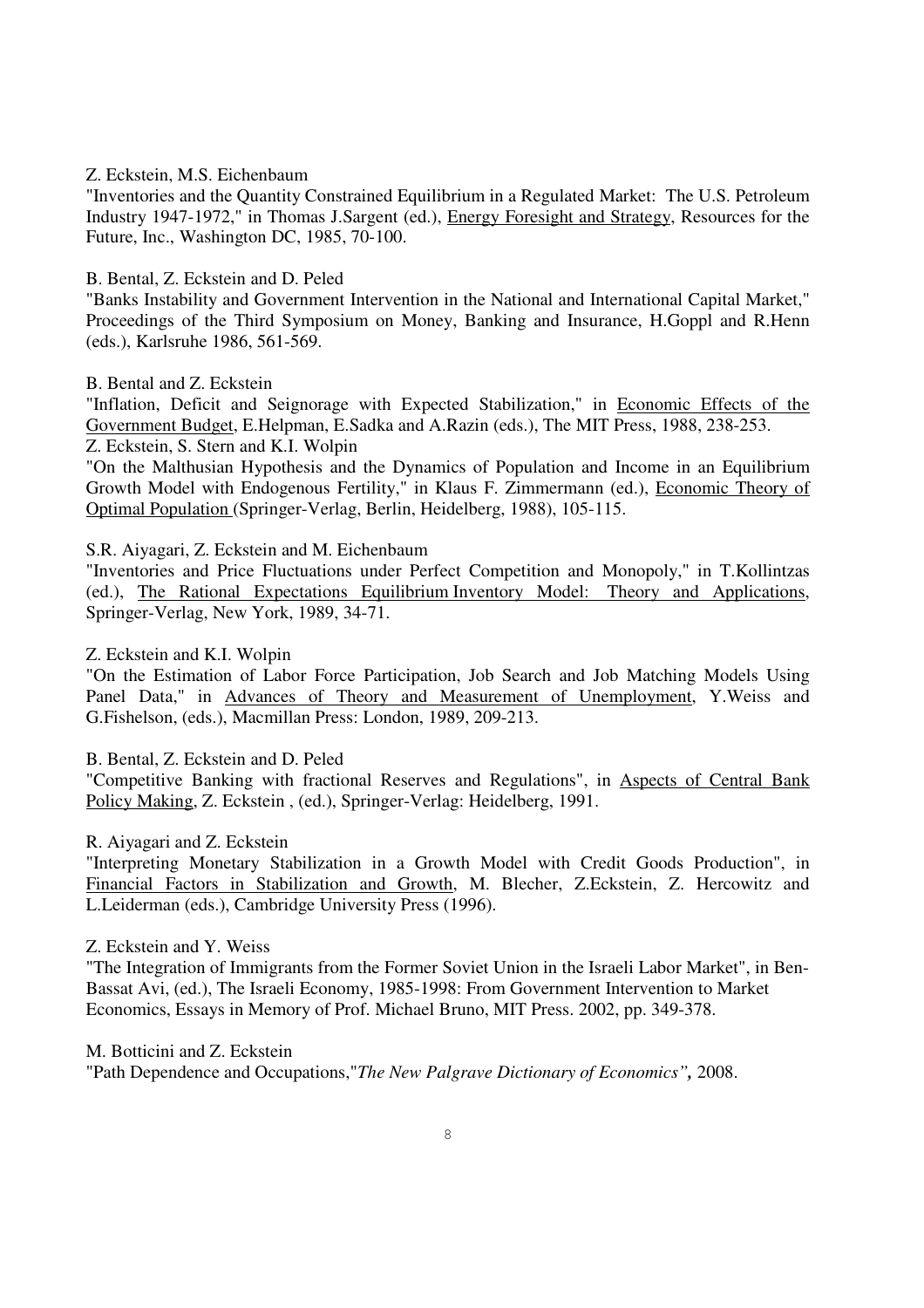Z. Eckstein, M.S. Eichenbaum

"Inventories and the Quantity Constrained Equilibrium in a Regulated Market: The U.S. Petroleum Industry 1947-1972," in Thomas J.Sargent (ed.), Energy Foresight and Strategy, Resources for the Future, Inc., Washington DC, 1985, 70-100.

B. Bental, Z. Eckstein and D. Peled

"Banks Instability and Government Intervention in the National and International Capital Market," Proceedings of the Third Symposium on Money, Banking and Insurance, H.Goppl and R.Henn (eds.), Karlsruhe 1986, 561-569.

B. Bental and Z. Eckstein

"Inflation, Deficit and Seignorage with Expected Stabilization," in Economic Effects of the Government Budget, E.Helpman, E.Sadka and A.Razin (eds.), The MIT Press, 1988, 238-253.

Z. Eckstein, S. Stern and K.I. Wolpin

"On the Malthusian Hypothesis and the Dynamics of Population and Income in an Equilibrium Growth Model with Endogenous Fertility," in Klaus F. Zimmermann (ed.), Economic Theory of Optimal Population (Springer-Verlag, Berlin, Heidelberg, 1988), 105-115.

S.R. Aiyagari, Z. Eckstein and M. Eichenbaum

"Inventories and Price Fluctuations under Perfect Competition and Monopoly," in T.Kollintzas (ed.), The Rational Expectations Equilibrium Inventory Model: Theory and Applications, Springer-Verlag, New York, 1989, 34-71.

Z. Eckstein and K.I. Wolpin

"On the Estimation of Labor Force Participation, Job Search and Job Matching Models Using Panel Data," in Advances of Theory and Measurement of Unemployment, Y.Weiss and G.Fishelson, (eds.), Macmillan Press: London, 1989, 209-213.

B. Bental, Z. Eckstein and D. Peled

"Competitive Banking with fractional Reserves and Regulations", in Aspects of Central Bank Policy Making, Z. Eckstein , (ed.), Springer-Verlag: Heidelberg, 1991.

R. Aiyagari and Z. Eckstein

"Interpreting Monetary Stabilization in a Growth Model with Credit Goods Production", in Financial Factors in Stabilization and Growth, M. Blecher, Z.Eckstein, Z. Hercowitz and L.Leiderman (eds.), Cambridge University Press (1996).

Z. Eckstein and Y. Weiss

"The Integration of Immigrants from the Former Soviet Union in the Israeli Labor Market", in Ben-Bassat Avi, (ed.), The Israeli Economy, 1985-1998: From Government Intervention to Market Economics, Essays in Memory of Prof. Michael Bruno, MIT Press. 2002, pp. 349-378.

M. Botticini and Z. Eckstein

"Path Dependence and Occupations,"*The New Palgrave Dictionary of Economics",* 2008.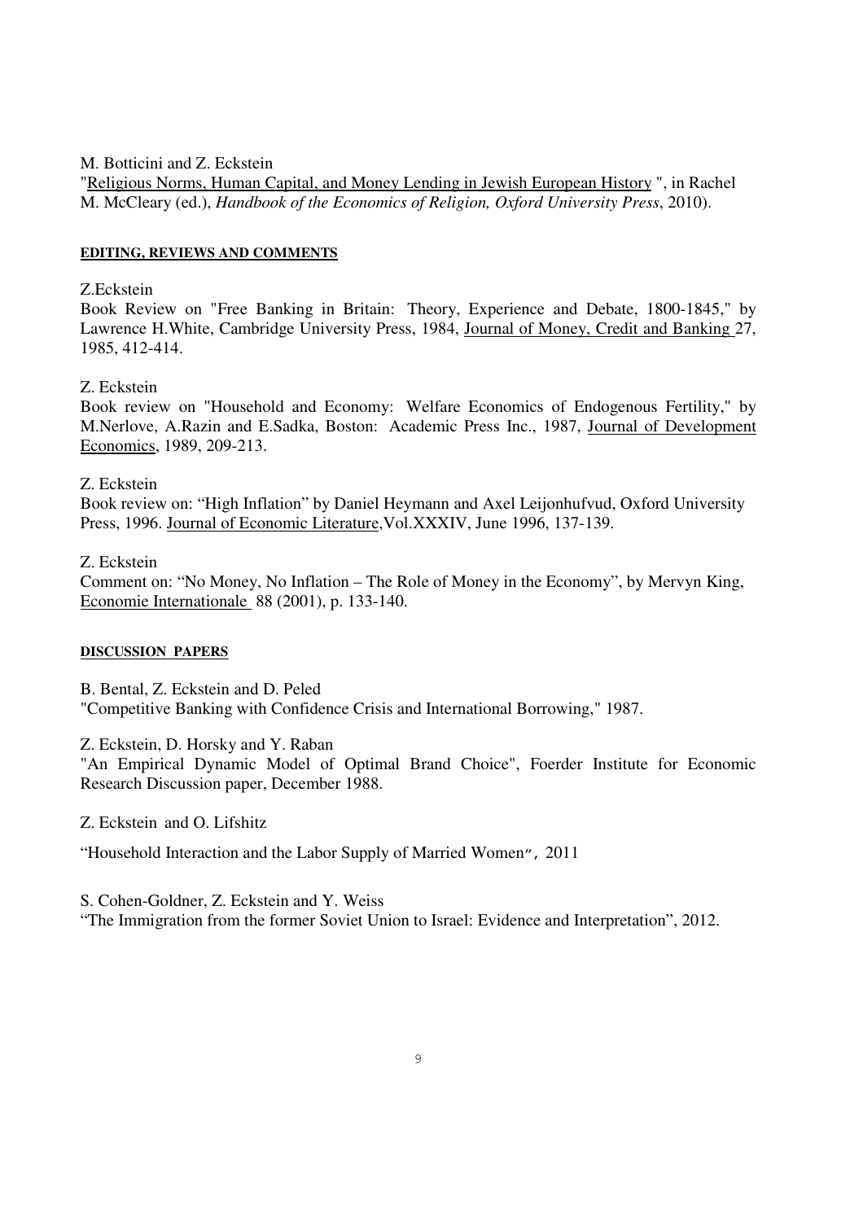M. Botticini and Z. Eckstein
"Religious Norms, Human Capital, and Money Lending in Jewish European History ", in Rachel M. McCleary (ed.), *Handbook of the Economics of Religion, Oxford University Press*, 2010).

#### **EDITING, REVIEWS AND COMMENTS**

Z.Eckstein
Book Review on "Free Banking in Britain: Theory, Experience and Debate, 1800-1845," by Lawrence H.White, Cambridge University Press, 1984, Journal of Money, Credit and Banking 27, 1985, 412-414.

Z. Eckstein
Book review on "Household and Economy: Welfare Economics of Endogenous Fertility," by M.Nerlove, A.Razin and E.Sadka, Boston: Academic Press Inc., 1987, Journal of Development Economics, 1989, 209-213.

Z. Eckstein
Book review on: "High Inflation" by Daniel Heymann and Axel Leijonhufvud, Oxford University Press, 1996. Journal of Economic Literature,Vol.XXXIV, June 1996, 137-139.

Z. Eckstein
Comment on: "No Money, No Inflation – The Role of Money in the Economy", by Mervyn King, Economie Internationale 88 (2001), p. 133-140.

#### **DISCUSSION PAPERS**

B. Bental, Z. Eckstein and D. Peled
"Competitive Banking with Confidence Crisis and International Borrowing," 1987.

Z. Eckstein, D. Horsky and Y. Raban
"An Empirical Dynamic Model of Optimal Brand Choice", Foerder Institute for Economic Research Discussion paper, December 1988.

Z. Eckstein and O. Lifshitz

"Household Interaction and the Labor Supply of Married Women", 2011

S. Cohen-Goldner, Z. Eckstein and Y. Weiss
"The Immigration from the former Soviet Union to Israel: Evidence and Interpretation", 2012.